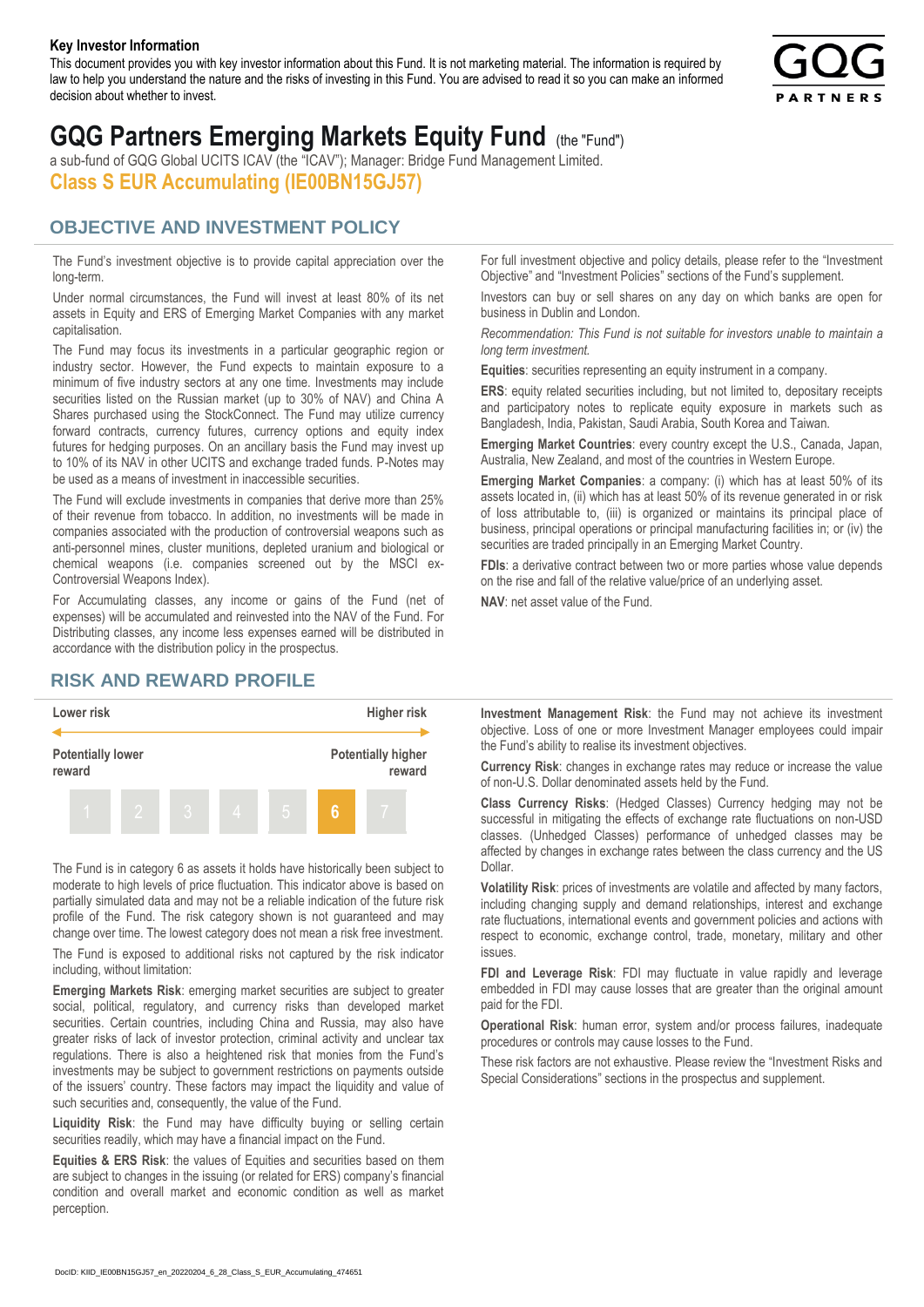**Key Investor Information**

This document provides you with key investor information about this Fund. It is not marketing material. The information is required by law to help you understand the nature and the risks of investing in this Fund. You are advised to read it so you can make an informed decision about whether to invest.

# GQG Partners Emerging Markets Equity Fund (the "Fund")

a sub-fund of GQG Global UCITS ICAV (the "ICAV"); Manager: Bridge Fund Management Limited.

**Class S EUR Accumulating (IE00BN15GJ57)**

## OBJECTIVE AND INVESTMENT POLICY

The Fund's investment objective is to provide capital appreciation over the long-term.

Under normal circumstances, the Fund will invest at least 80% of its net assets in Equity and ERS of Emerging Market Companies with any market capitalisation.

The Fund may focus its investments in a particular geographic region or industry sector. However, the Fund expects to maintain exposure to a minimum of five industry sectors at any one time. Investments may include securities listed on the Russian market (up to 30% of NAV) and China A Shares purchased using the StockConnect. The Fund may utilize currency forward contracts, currency futures, currency options and equity index futures for hedging purposes. On an ancillary basis the Fund may invest up to 10% of its NAV in other UCITS and exchange traded funds. P-Notes may be used as a means of investment in inaccessible securities.

The Fund will exclude investments in companies that derive more than 25% of their revenue from tobacco. In addition, no investments will be made in companies associated with the production of controversial weapons such as anti-personnel mines, cluster munitions, depleted uranium and biological or chemical weapons (i.e. companies screened out by the MSCI ex-Controversial Weapons Index).

For Accumulating classes, any income or gains of the Fund (net of expenses) will be accumulated and reinvested into the NAV of the Fund. For Distributing classes, any income less expenses earned will be distributed in accordance with the distribution policy in the prospectus.

For full investment objective and policy details, please refer to the "Investment Objective" and "Investment Policies" sections of the Fund's supplement.

Investors can buy or sell shares on any day on which banks are open for business in Dublin and London.

*Recommendation: This Fund is not suitable for investors unable to maintain a long term investment.*

**Equities**: securities representing an equity instrument in a company.

**ERS**: equity related securities including, but not limited to, depositary receipts and participatory notes to replicate equity exposure in markets such as Bangladesh, India, Pakistan, Saudi Arabia, South Korea and Taiwan.

**Emerging Market Countries**: every country except the U.S., Canada, Japan, Australia, New Zealand, and most of the countries in Western Europe.

**Emerging Market Companies**: a company: (i) which has at least 50% of its assets located in, (ii) which has at least 50% of its revenue generated in or risk of loss attributable to, (iii) is organized or maintains its principal place of business, principal operations or principal manufacturing facilities in; or (iv) the securities are traded principally in an Emerging Market Country.

**FDIs**: a derivative contract between two or more parties whose value depends on the rise and fall of the relative value/price of an underlying asset.

**NAV**: net asset value of the Fund.

## RISK AND REWARD PROFILE

| Lower risk | | | | | | Higher risk |
|---|---|---|---|---|---|---|
| Potentially lower reward | | | | | | Potentially higher reward |
| 1 | 2 | 3 | 4 | 5 | **6** | 7 |

The Fund is in category 6 as assets it holds have historically been subject to moderate to high levels of price fluctuation. This indicator above is based on partially simulated data and may not be a reliable indication of the future risk profile of the Fund. The risk category shown is not guaranteed and may change over time. The lowest category does not mean a risk free investment.

The Fund is exposed to additional risks not captured by the risk indicator including, without limitation:

**Emerging Markets Risk**: emerging market securities are subject to greater social, political, regulatory, and currency risks than developed market securities. Certain countries, including China and Russia, may also have greater risks of lack of investor protection, criminal activity and unclear tax regulations. There is also a heightened risk that monies from the Fund's investments may be subject to government restrictions on payments outside of the issuers' country. These factors may impact the liquidity and value of such securities and, consequently, the value of the Fund.

**Liquidity Risk**: the Fund may have difficulty buying or selling certain securities readily, which may have a financial impact on the Fund.

**Equities & ERS Risk**: the values of Equities and securities based on them are subject to changes in the issuing (or related for ERS) company's financial condition and overall market and economic condition as well as market perception.

**Investment Management Risk**: the Fund may not achieve its investment objective. Loss of one or more Investment Manager employees could impair the Fund's ability to realise its investment objectives.

**Currency Risk**: changes in exchange rates may reduce or increase the value of non-U.S. Dollar denominated assets held by the Fund.

**Class Currency Risks**: (Hedged Classes) Currency hedging may not be successful in mitigating the effects of exchange rate fluctuations on non-USD classes. (Unhedged Classes) performance of unhedged classes may be affected by changes in exchange rates between the class currency and the US Dollar.

**Volatility Risk**: prices of investments are volatile and affected by many factors, including changing supply and demand relationships, interest and exchange rate fluctuations, international events and government policies and actions with respect to economic, exchange control, trade, monetary, military and other issues.

**FDI and Leverage Risk**: FDI may fluctuate in value rapidly and leverage embedded in FDI may cause losses that are greater than the original amount paid for the FDI.

**Operational Risk**: human error, system and/or process failures, inadequate procedures or controls may cause losses to the Fund.

These risk factors are not exhaustive. Please review the "Investment Risks and Special Considerations" sections in the prospectus and supplement.

DocID: KIID_IE00BN15GJ57_en_20220204_6_28_Class_S_EUR_Accumulating_474651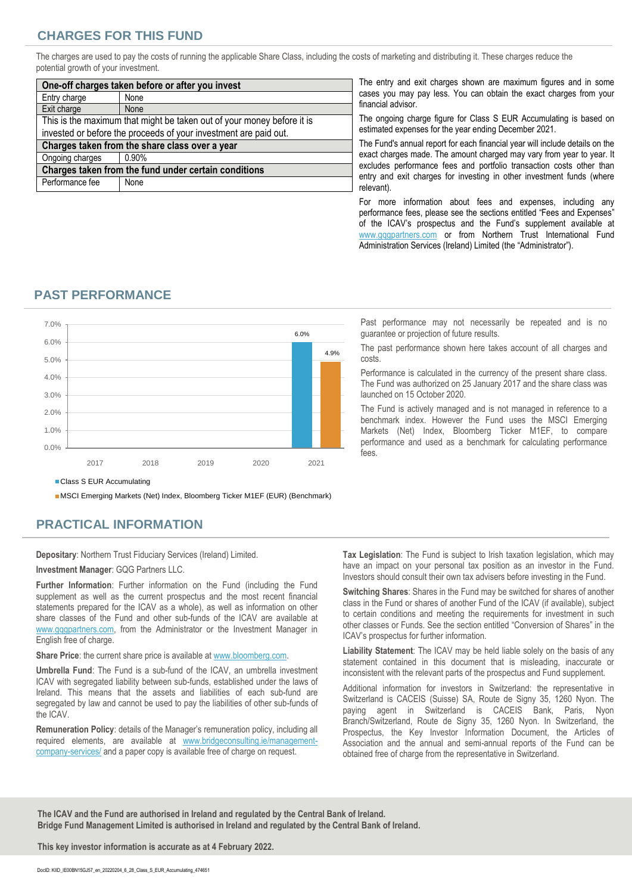## CHARGES FOR THIS FUND

The charges are used to pay the costs of running the applicable Share Class, including the costs of marketing and distributing it. These charges reduce the potential growth of your investment.

| One-off charges taken before or after you invest | |
|---|---|
| Entry charge | None |
| Exit charge | None |
| This is the maximum that might be taken out of your money before it is invested or before the proceeds of your investment are paid out. | |
| **Charges taken from the share class over a year** | |
| Ongoing charges | 0.90% |
| **Charges taken from the fund under certain conditions** | |
| Performance fee | None |

The entry and exit charges shown are maximum figures and in some cases you may pay less. You can obtain the exact charges from your financial advisor.

The ongoing charge figure for Class S EUR Accumulating is based on estimated expenses for the year ending December 2021.

The Fund's annual report for each financial year will include details on the exact charges made. The amount charged may vary from year to year. It excludes performance fees and portfolio transaction costs other than entry and exit charges for investing in other investment funds (where relevant).

For more information about fees and expenses, including any performance fees, please see the sections entitled "Fees and Expenses" of the ICAV's prospectus and the Fund's supplement available at www.gqgpartners.com or from Northern Trust International Fund Administration Services (Ireland) Limited (the "Administrator").

## PAST PERFORMANCE

7.0%
6.0%
5.0%
4.0%
3.0%
2.0%
1.0%
0.0%

6.0%
4.9%

2017
2018
2019
2020
2021

Class S EUR Accumulating
MSCI Emerging Markets (Net) Index, Bloomberg Ticker M1EF (EUR) (Benchmark)

Past performance may not necessarily be repeated and is no guarantee or projection of future results.

The past performance shown here takes account of all charges and costs.

Performance is calculated in the currency of the present share class. The Fund was authorized on 25 January 2017 and the share class was launched on 15 October 2020.

The Fund is actively managed and is not managed in reference to a benchmark index. However the Fund uses the MSCI Emerging Markets (Net) Index, Bloomberg Ticker M1EF, to compare performance and used as a benchmark for calculating performance fees.

## PRACTICAL INFORMATION

**Depositary**: Northern Trust Fiduciary Services (Ireland) Limited.

**Investment Manager**: GQG Partners LLC.

**Further Information**: Further information on the Fund (including the Fund supplement as well as the current prospectus and the most recent financial statements prepared for the ICAV as a whole), as well as information on other share classes of the Fund and other sub-funds of the ICAV are available at www.gqgpartners.com, from the Administrator or the Investment Manager in English free of charge.

**Share Price**: the current share price is available at www.bloomberg.com.

**Umbrella Fund**: The Fund is a sub-fund of the ICAV, an umbrella investment ICAV with segregated liability between sub-funds, established under the laws of Ireland. This means that the assets and liabilities of each sub-fund are segregated by law and cannot be used to pay the liabilities of other sub-funds of the ICAV.

**Remuneration Policy**: details of the Manager's remuneration policy, including all required elements, are available at www.bridgeconsulting.ie/management-company-services/ and a paper copy is available free of charge on request.

**Tax Legislation**: The Fund is subject to Irish taxation legislation, which may have an impact on your personal tax position as an investor in the Fund. Investors should consult their own tax advisers before investing in the Fund.

**Switching Shares**: Shares in the Fund may be switched for shares of another class in the Fund or shares of another Fund of the ICAV (if available), subject to certain conditions and meeting the requirements for investment in such other classes or Funds. See the section entitled "Conversion of Shares" in the ICAV's prospectus for further information.

**Liability Statement**: The ICAV may be held liable solely on the basis of any statement contained in this document that is misleading, inaccurate or inconsistent with the relevant parts of the prospectus and Fund supplement.

Additional information for investors in Switzerland: the representative in Switzerland is CACEIS (Suisse) SA, Route de Signy 35, 1260 Nyon. The paying agent in Switzerland is CACEIS Bank, Paris, Nyon Branch/Switzerland, Route de Signy 35, 1260 Nyon. In Switzerland, the Prospectus, the Key Investor Information Document, the Articles of Association and the annual and semi-annual reports of the Fund can be obtained free of charge from the representative in Switzerland.

**The ICAV and the Fund are authorised in Ireland and regulated by the Central Bank of Ireland.**
**Bridge Fund Management Limited is authorised in Ireland and regulated by the Central Bank of Ireland.**

**This key investor information is accurate as at 4 February 2022.**

DocID: KIID_IE00BN15GJ57_en_20220204_6_28_Class_S_EUR_Accumulating_474651